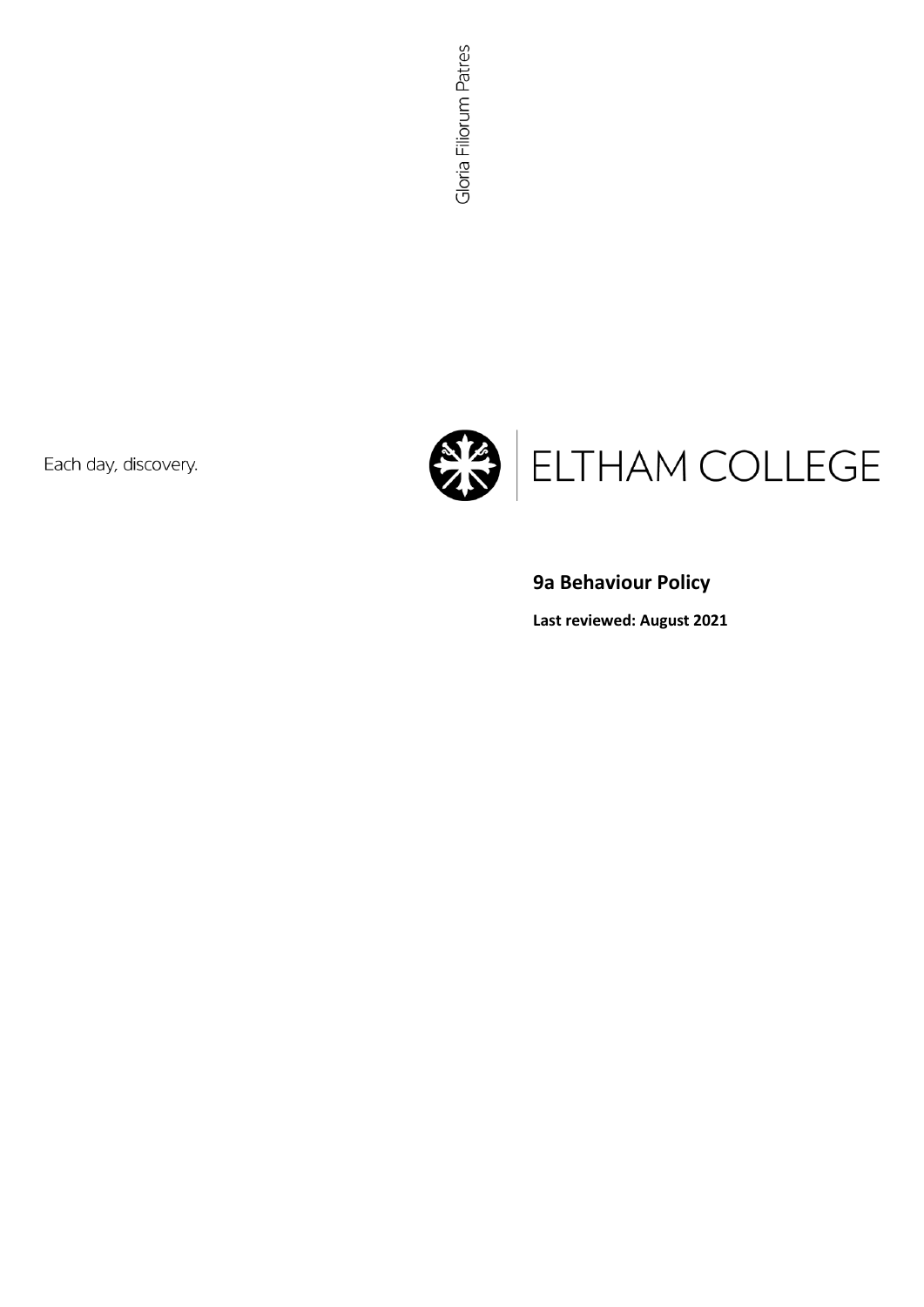Gloria Filiorum Patres

Each day, discovery.

ELTHAM COLLEGE

# 9a Behaviour Policy

**Last reviewed: August 2021**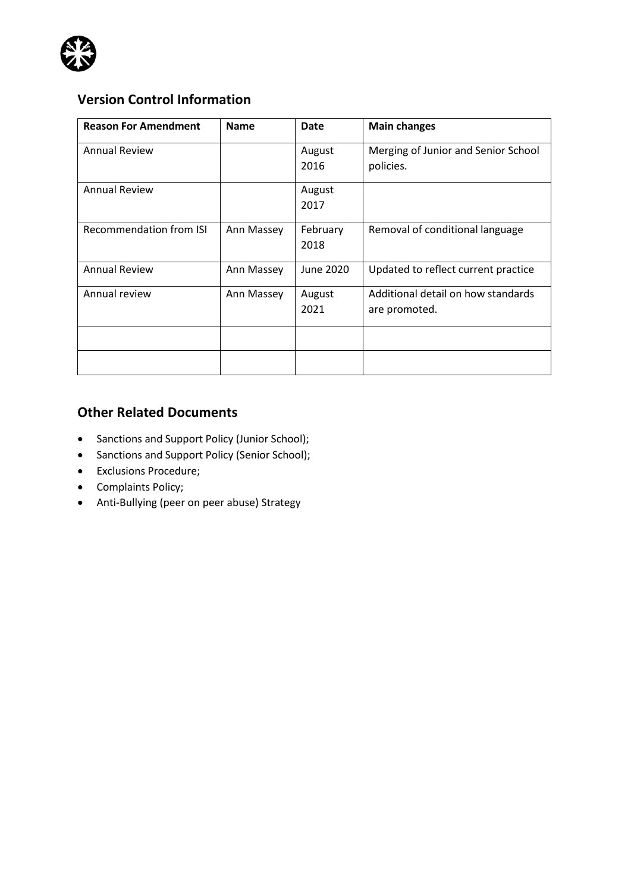## Version Control Information

| Reason For Amendment | Name | Date | Main changes |
|---|---|---|---|
| Annual Review | | August 2016 | Merging of Junior and Senior School policies. |
| Annual Review | | August 2017 | |
| Recommendation from ISI | Ann Massey | February 2018 | Removal of conditional language |
| Annual Review | Ann Massey | June 2020 | Updated to reflect current practice |
| Annual review | Ann Massey | August 2021 | Additional detail on how standards are promoted. |
| | | | |
| | | | |

## Other Related Documents

- Sanctions and Support Policy (Junior School);
- Sanctions and Support Policy (Senior School);
- Exclusions Procedure;
- Complaints Policy;
- Anti-Bullying (peer on peer abuse) Strategy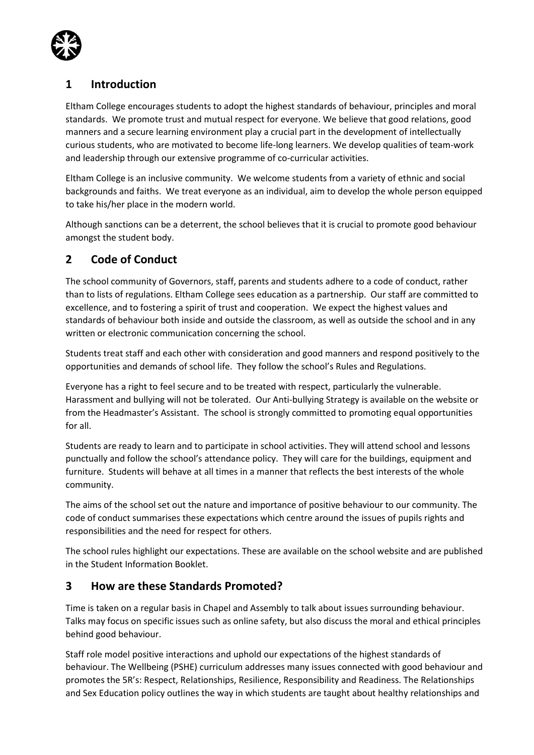## 1 Introduction

Eltham College encourages students to adopt the highest standards of behaviour, principles and moral standards. We promote trust and mutual respect for everyone. We believe that good relations, good manners and a secure learning environment play a crucial part in the development of intellectually curious students, who are motivated to become life-long learners. We develop qualities of team-work and leadership through our extensive programme of co-curricular activities.

Eltham College is an inclusive community. We welcome students from a variety of ethnic and social backgrounds and faiths. We treat everyone as an individual, aim to develop the whole person equipped to take his/her place in the modern world.

Although sanctions can be a deterrent, the school believes that it is crucial to promote good behaviour amongst the student body.

## 2 Code of Conduct

The school community of Governors, staff, parents and students adhere to a code of conduct, rather than to lists of regulations. Eltham College sees education as a partnership. Our staff are committed to excellence, and to fostering a spirit of trust and cooperation. We expect the highest values and standards of behaviour both inside and outside the classroom, as well as outside the school and in any written or electronic communication concerning the school.

Students treat staff and each other with consideration and good manners and respond positively to the opportunities and demands of school life. They follow the school's Rules and Regulations.

Everyone has a right to feel secure and to be treated with respect, particularly the vulnerable. Harassment and bullying will not be tolerated. Our Anti-bullying Strategy is available on the website or from the Headmaster's Assistant. The school is strongly committed to promoting equal opportunities for all.

Students are ready to learn and to participate in school activities. They will attend school and lessons punctually and follow the school's attendance policy. They will care for the buildings, equipment and furniture. Students will behave at all times in a manner that reflects the best interests of the whole community.

The aims of the school set out the nature and importance of positive behaviour to our community. The code of conduct summarises these expectations which centre around the issues of pupils rights and responsibilities and the need for respect for others.

The school rules highlight our expectations. These are available on the school website and are published in the Student Information Booklet.

## 3 How are these Standards Promoted?

Time is taken on a regular basis in Chapel and Assembly to talk about issues surrounding behaviour. Talks may focus on specific issues such as online safety, but also discuss the moral and ethical principles behind good behaviour.

Staff role model positive interactions and uphold our expectations of the highest standards of behaviour. The Wellbeing (PSHE) curriculum addresses many issues connected with good behaviour and promotes the 5R's: Respect, Relationships, Resilience, Responsibility and Readiness. The Relationships and Sex Education policy outlines the way in which students are taught about healthy relationships and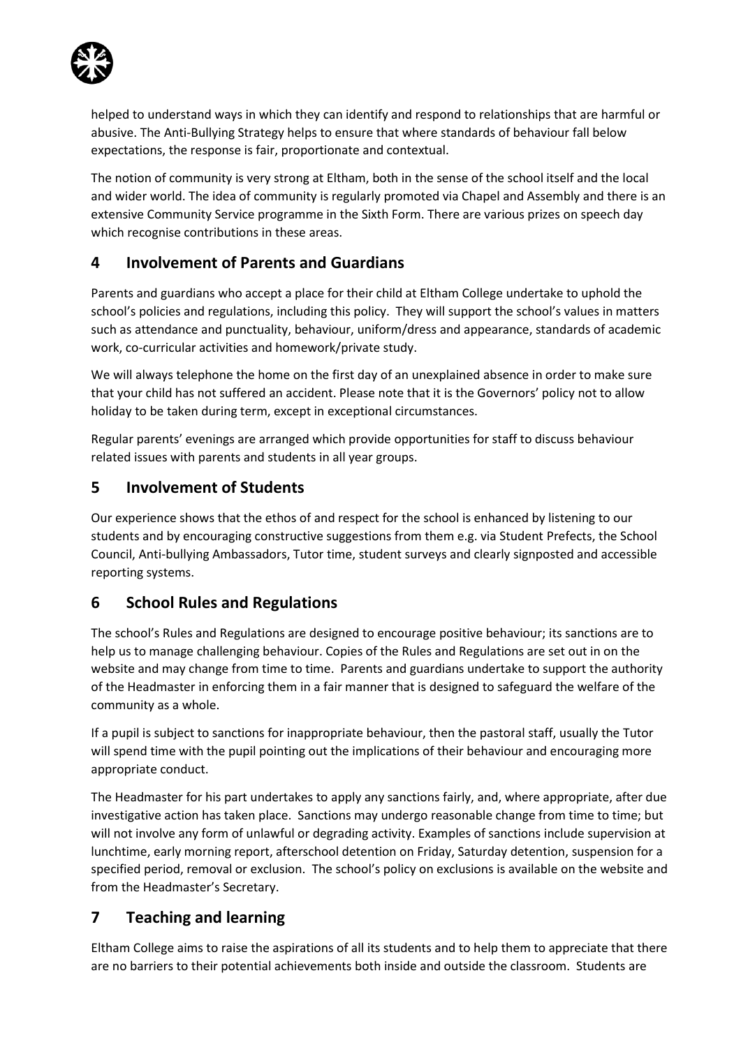helped to understand ways in which they can identify and respond to relationships that are harmful or abusive. The Anti-Bullying Strategy helps to ensure that where standards of behaviour fall below expectations, the response is fair, proportionate and contextual.

The notion of community is very strong at Eltham, both in the sense of the school itself and the local and wider world. The idea of community is regularly promoted via Chapel and Assembly and there is an extensive Community Service programme in the Sixth Form. There are various prizes on speech day which recognise contributions in these areas.

## 4 Involvement of Parents and Guardians

Parents and guardians who accept a place for their child at Eltham College undertake to uphold the school's policies and regulations, including this policy. They will support the school's values in matters such as attendance and punctuality, behaviour, uniform/dress and appearance, standards of academic work, co-curricular activities and homework/private study.

We will always telephone the home on the first day of an unexplained absence in order to make sure that your child has not suffered an accident. Please note that it is the Governors' policy not to allow holiday to be taken during term, except in exceptional circumstances.

Regular parents' evenings are arranged which provide opportunities for staff to discuss behaviour related issues with parents and students in all year groups.

## 5 Involvement of Students

Our experience shows that the ethos of and respect for the school is enhanced by listening to our students and by encouraging constructive suggestions from them e.g. via Student Prefects, the School Council, Anti-bullying Ambassadors, Tutor time, student surveys and clearly signposted and accessible reporting systems.

## 6 School Rules and Regulations

The school's Rules and Regulations are designed to encourage positive behaviour; its sanctions are to help us to manage challenging behaviour. Copies of the Rules and Regulations are set out in on the website and may change from time to time. Parents and guardians undertake to support the authority of the Headmaster in enforcing them in a fair manner that is designed to safeguard the welfare of the community as a whole.

If a pupil is subject to sanctions for inappropriate behaviour, then the pastoral staff, usually the Tutor will spend time with the pupil pointing out the implications of their behaviour and encouraging more appropriate conduct.

The Headmaster for his part undertakes to apply any sanctions fairly, and, where appropriate, after due investigative action has taken place. Sanctions may undergo reasonable change from time to time; but will not involve any form of unlawful or degrading activity. Examples of sanctions include supervision at lunchtime, early morning report, afterschool detention on Friday, Saturday detention, suspension for a specified period, removal or exclusion. The school's policy on exclusions is available on the website and from the Headmaster's Secretary.

## 7 Teaching and learning

Eltham College aims to raise the aspirations of all its students and to help them to appreciate that there are no barriers to their potential achievements both inside and outside the classroom. Students are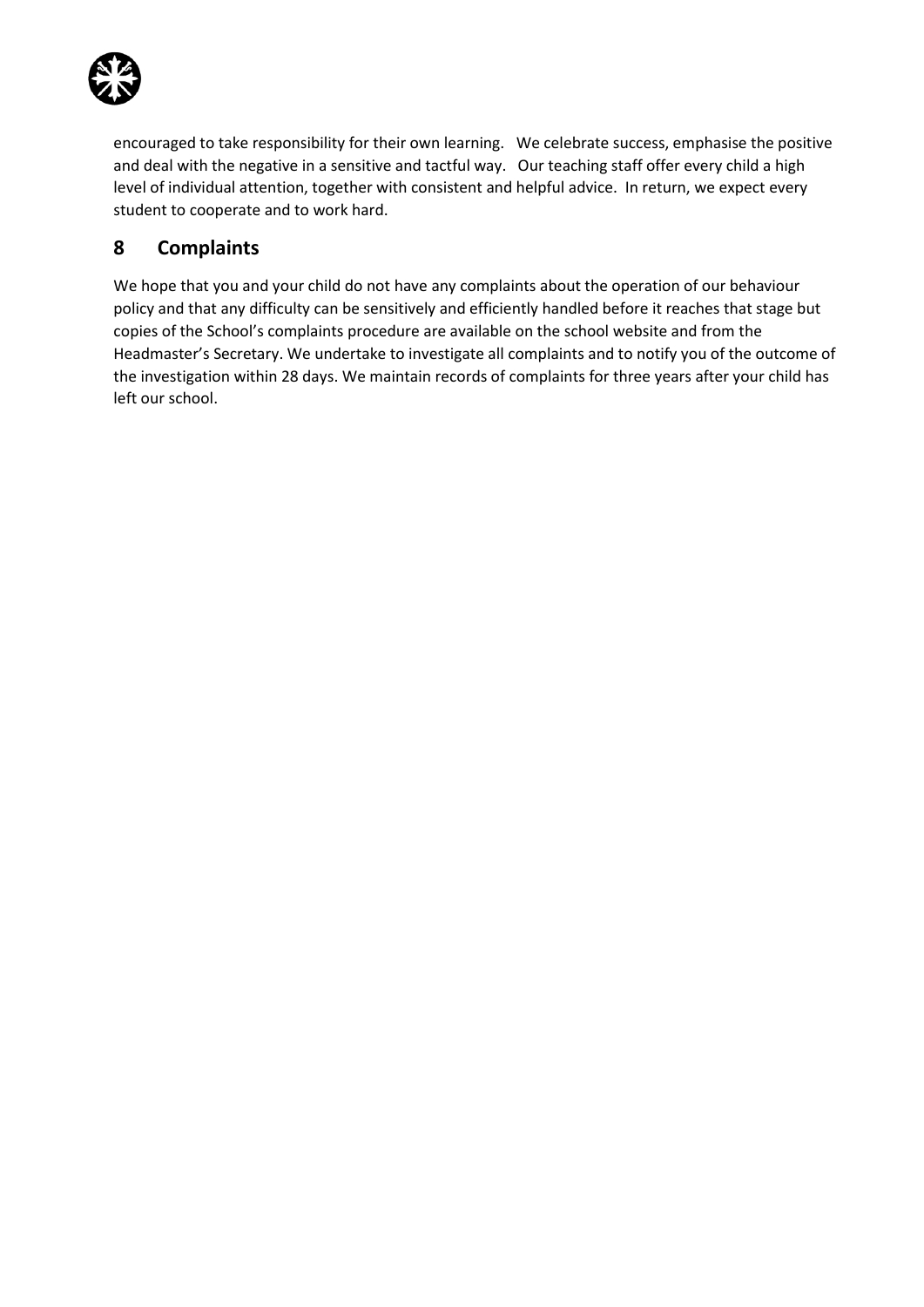encouraged to take responsibility for their own learning. We celebrate success, emphasise the positive and deal with the negative in a sensitive and tactful way. Our teaching staff offer every child a high level of individual attention, together with consistent and helpful advice. In return, we expect every student to cooperate and to work hard.

## 8 Complaints

We hope that you and your child do not have any complaints about the operation of our behaviour policy and that any difficulty can be sensitively and efficiently handled before it reaches that stage but copies of the School's complaints procedure are available on the school website and from the Headmaster's Secretary. We undertake to investigate all complaints and to notify you of the outcome of the investigation within 28 days. We maintain records of complaints for three years after your child has left our school.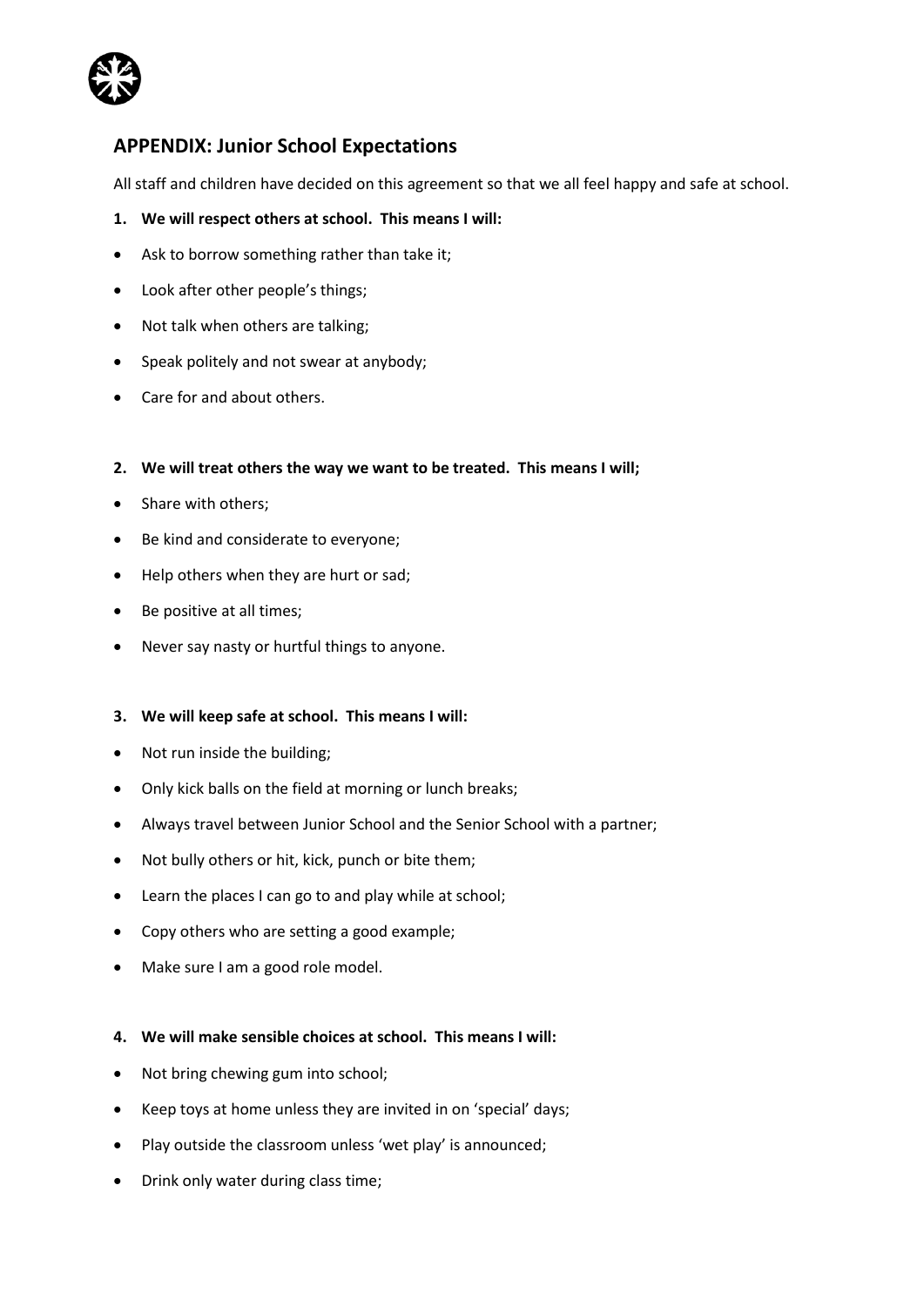## APPENDIX: Junior School Expectations

All staff and children have decided on this agreement so that we all feel happy and safe at school.

1. **We will respect others at school. This means I will:**

- Ask to borrow something rather than take it;
- Look after other people's things;
- Not talk when others are talking;
- Speak politely and not swear at anybody;
- Care for and about others.

2. **We will treat others the way we want to be treated. This means I will;**

- Share with others;
- Be kind and considerate to everyone;
- Help others when they are hurt or sad;
- Be positive at all times;
- Never say nasty or hurtful things to anyone.

3. **We will keep safe at school. This means I will:**

- Not run inside the building;
- Only kick balls on the field at morning or lunch breaks;
- Always travel between Junior School and the Senior School with a partner;
- Not bully others or hit, kick, punch or bite them;
- Learn the places I can go to and play while at school;
- Copy others who are setting a good example;
- Make sure I am a good role model.

4. **We will make sensible choices at school. This means I will:**

- Not bring chewing gum into school;
- Keep toys at home unless they are invited in on 'special' days;
- Play outside the classroom unless 'wet play' is announced;
- Drink only water during class time;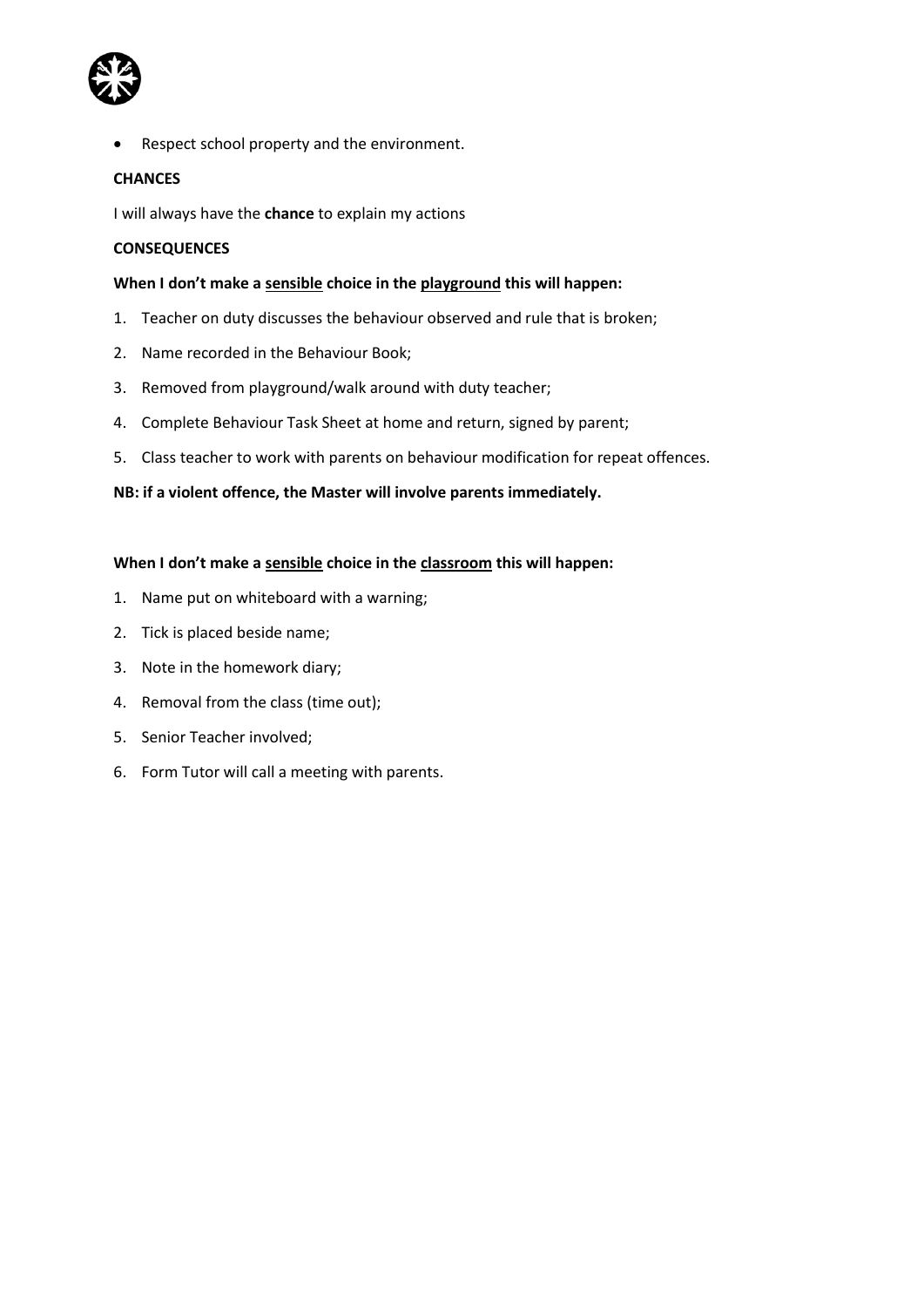- Respect school property and the environment.

**CHANCES**

I will always have the **chance** to explain my actions

**CONSEQUENCES**

**When I don't make a <u>sensible</u> choice in the <u>playground</u> this will happen:**

1. Teacher on duty discusses the behaviour observed and rule that is broken;
2. Name recorded in the Behaviour Book;
3. Removed from playground/walk around with duty teacher;
4. Complete Behaviour Task Sheet at home and return, signed by parent;
5. Class teacher to work with parents on behaviour modification for repeat offences.

**NB: if a violent offence, the Master will involve parents immediately.**

**When I don't make a <u>sensible</u> choice in the <u>classroom</u> this will happen:**

1. Name put on whiteboard with a warning;
2. Tick is placed beside name;
3. Note in the homework diary;
4. Removal from the class (time out);
5. Senior Teacher involved;
6. Form Tutor will call a meeting with parents.